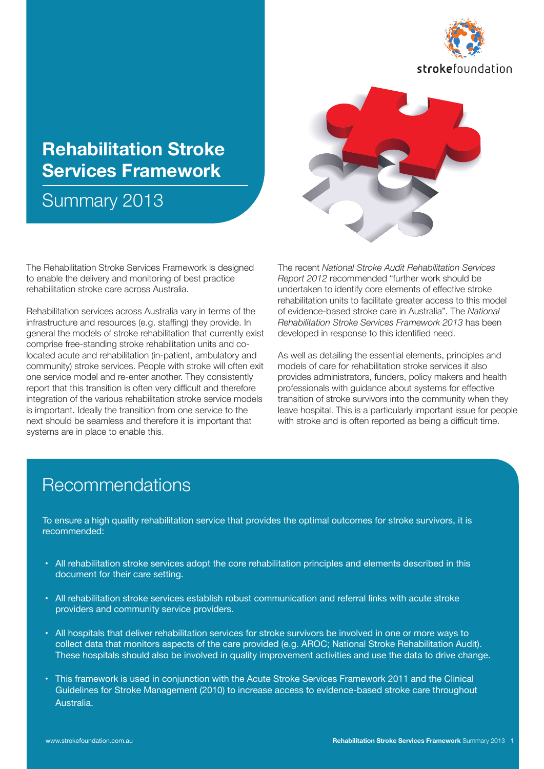# Rehabilitation Stroke Services Framework

## Summary 2013

The Rehabilitation Stroke Services Framework is designed to enable the delivery and monitoring of best practice rehabilitation stroke care across Australia.

Rehabilitation services across Australia vary in terms of the infrastructure and resources (e.g. staffing) they provide. In general the models of stroke rehabilitation that currently exist comprise free-standing stroke rehabilitation units and co-located acute and rehabilitation (in-patient, ambulatory and community) stroke services. People with stroke will often exit one service model and re-enter another. They consistently report that this transition is often very difficult and therefore integration of the various rehabilitation stroke service models is important. Ideally the transition from one service to the next should be seamless and therefore it is important that systems are in place to enable this.

The recent *National Stroke Audit Rehabilitation Services Report 2012* recommended "further work should be undertaken to identify core elements of effective stroke rehabilitation units to facilitate greater access to this model of evidence-based stroke care in Australia". The *National Rehabilitation Stroke Services Framework 2013* has been developed in response to this identified need.

As well as detailing the essential elements, principles and models of care for rehabilitation stroke services it also provides administrators, funders, policy makers and health professionals with guidance about systems for effective transition of stroke survivors into the community when they leave hospital. This is a particularly important issue for people with stroke and is often reported as being a difficult time.

## Recommendations

To ensure a high quality rehabilitation service that provides the optimal outcomes for stroke survivors, it is recommended:

- All rehabilitation stroke services adopt the core rehabilitation principles and elements described in this document for their care setting.
- All rehabilitation stroke services establish robust communication and referral links with acute stroke providers and community service providers.
- All hospitals that deliver rehabilitation services for stroke survivors be involved in one or more ways to collect data that monitors aspects of the care provided (e.g. AROC; National Stroke Rehabilitation Audit). These hospitals should also be involved in quality improvement activities and use the data to drive change.
- This framework is used in conjunction with the Acute Stroke Services Framework 2011 and the Clinical Guidelines for Stroke Management (2010) to increase access to evidence-based stroke care throughout Australia.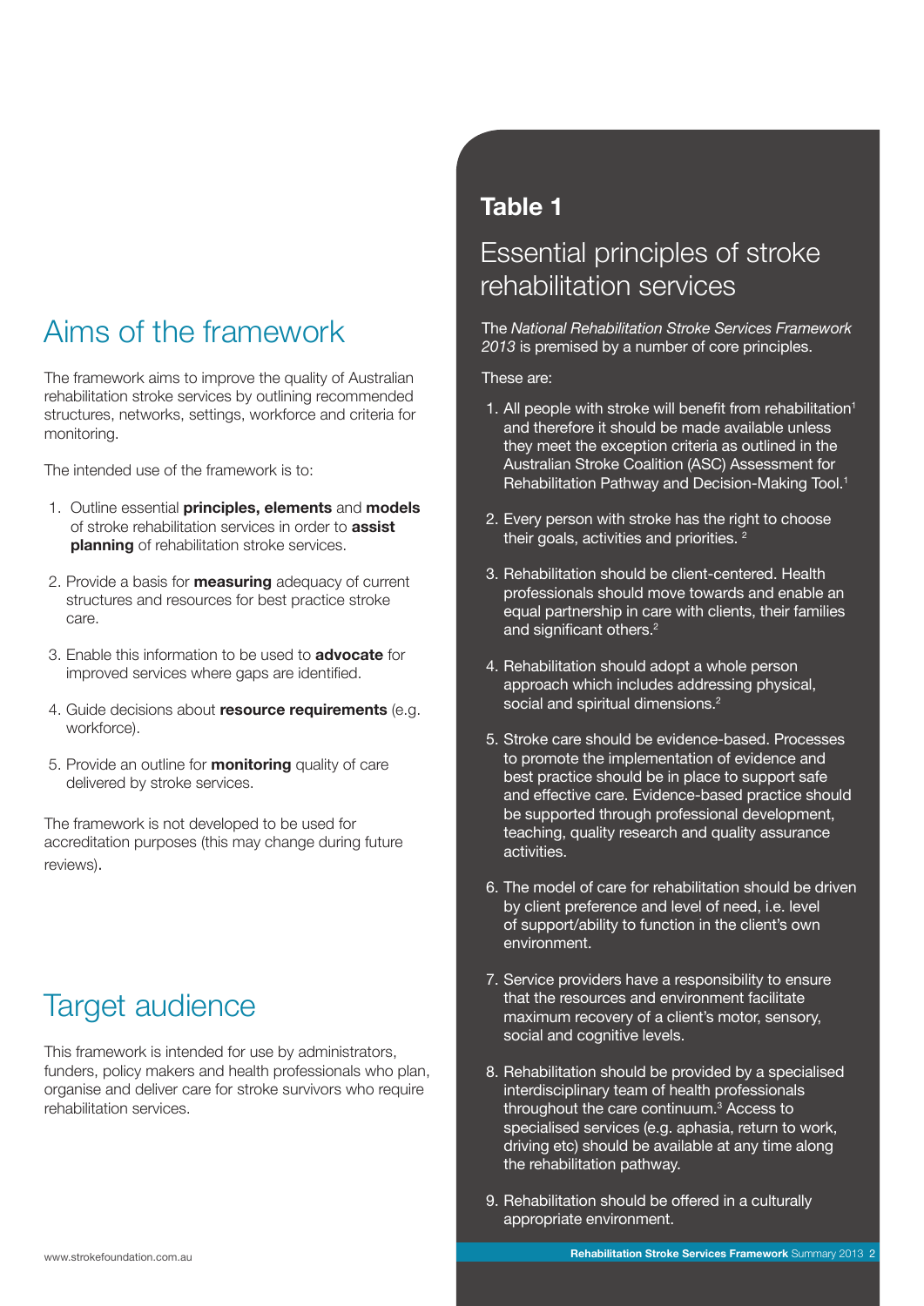## Aims of the framework

The framework aims to improve the quality of Australian rehabilitation stroke services by outlining recommended structures, networks, settings, workforce and criteria for monitoring.

The intended use of the framework is to:

1. Outline essential **principles, elements** and **models** of stroke rehabilitation services in order to **assist planning** of rehabilitation stroke services.
2. Provide a basis for **measuring** adequacy of current structures and resources for best practice stroke care.
3. Enable this information to be used to **advocate** for improved services where gaps are identified.
4. Guide decisions about **resource requirements** (e.g. workforce).
5. Provide an outline for **monitoring** quality of care delivered by stroke services.

The framework is not developed to be used for accreditation purposes (this may change during future reviews).

## Target audience

This framework is intended for use by administrators, funders, policy makers and health professionals who plan, organise and deliver care for stroke survivors who require rehabilitation services.

### Table 1

## Essential principles of stroke rehabilitation services

The *National Rehabilitation Stroke Services Framework 2013* is premised by a number of core principles.

These are:

1. All people with stroke will benefit from rehabilitation[1] and therefore it should be made available unless they meet the exception criteria as outlined in the Australian Stroke Coalition (ASC) Assessment for Rehabilitation Pathway and Decision-Making Tool.[1]
2. Every person with stroke has the right to choose their goals, activities and priorities.[2]
3. Rehabilitation should be client-centered. Health professionals should move towards and enable an equal partnership in care with clients, their families and significant others.[2]
4. Rehabilitation should adopt a whole person approach which includes addressing physical, social and spiritual dimensions.[2]
5. Stroke care should be evidence-based. Processes to promote the implementation of evidence and best practice should be in place to support safe and effective care. Evidence-based practice should be supported through professional development, teaching, quality research and quality assurance activities.
6. The model of care for rehabilitation should be driven by client preference and level of need, i.e. level of support/ability to function in the client's own environment.
7. Service providers have a responsibility to ensure that the resources and environment facilitate maximum recovery of a client's motor, sensory, social and cognitive levels.
8. Rehabilitation should be provided by a specialised interdisciplinary team of health professionals throughout the care continuum.[3] Access to specialised services (e.g. aphasia, return to work, driving etc) should be available at any time along the rehabilitation pathway.
9. Rehabilitation should be offered in a culturally appropriate environment.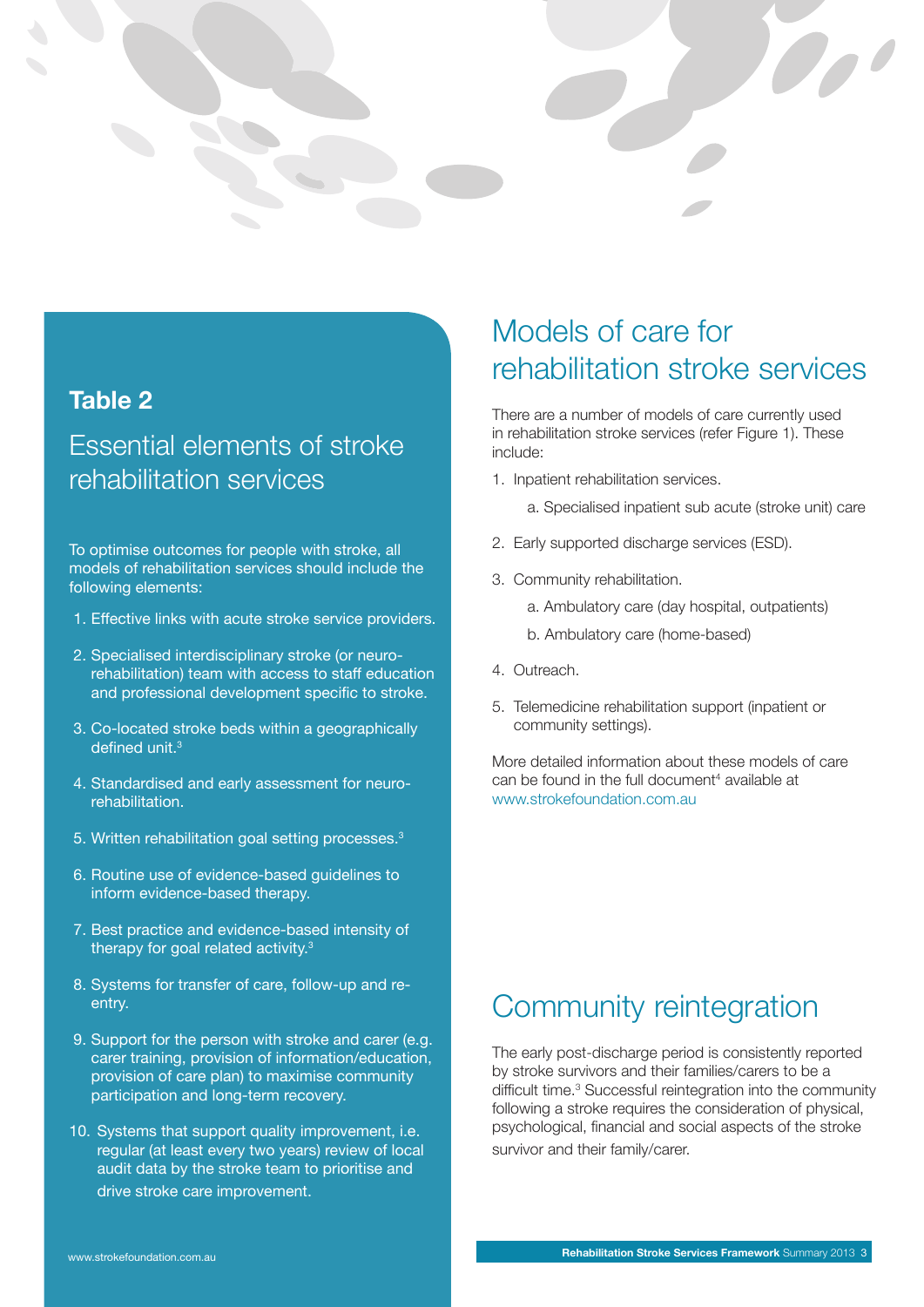## Table 2

### Essential elements of stroke rehabilitation services

To optimise outcomes for people with stroke, all models of rehabilitation services should include the following elements:

1. Effective links with acute stroke service providers.
2. Specialised interdisciplinary stroke (or neuro-rehabilitation) team with access to staff education and professional development specific to stroke.
3. Co-located stroke beds within a geographically defined unit.[3]
4. Standardised and early assessment for neuro-rehabilitation.
5. Written rehabilitation goal setting processes.[3]
6. Routine use of evidence-based guidelines to inform evidence-based therapy.
7. Best practice and evidence-based intensity of therapy for goal related activity.[3]
8. Systems for transfer of care, follow-up and re-entry.
9. Support for the person with stroke and carer (e.g. carer training, provision of information/education, provision of care plan) to maximise community participation and long-term recovery.
10. Systems that support quality improvement, i.e. regular (at least every two years) review of local audit data by the stroke team to prioritise and drive stroke care improvement.

# Models of care for rehabilitation stroke services

There are a number of models of care currently used in rehabilitation stroke services (refer Figure 1). These include:

1. Inpatient rehabilitation services.
   a. Specialised inpatient sub acute (stroke unit) care
2. Early supported discharge services (ESD).
3. Community rehabilitation.
   a. Ambulatory care (day hospital, outpatients)
   b. Ambulatory care (home-based)
4. Outreach.
5. Telemedicine rehabilitation support (inpatient or community settings).

More detailed information about these models of care can be found in the full document[4] available at www.strokefoundation.com.au

# Community reintegration

The early post-discharge period is consistently reported by stroke survivors and their families/carers to be a difficult time.[3] Successful reintegration into the community following a stroke requires the consideration of physical, psychological, financial and social aspects of the stroke survivor and their family/carer.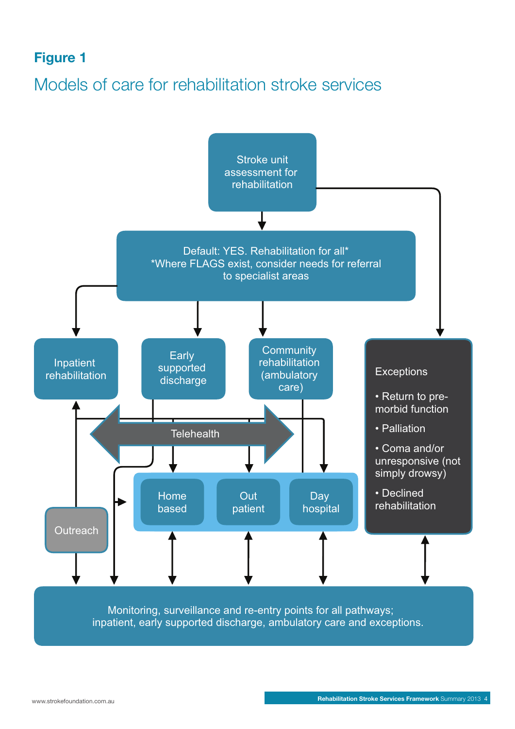**Figure 1**

## Models of care for rehabilitation stroke services

Stroke unit assessment for rehabilitation

Default: YES. Rehabilitation for all*
*Where FLAGS exist, consider needs for referral to specialist areas

Inpatient rehabilitation

Early supported discharge

Community rehabilitation (ambulatory care)

Exceptions

- Return to pre-morbid function
- Palliation
- Coma and/or unresponsive (not simply drowsy)
- Declined rehabilitation

Telehealth

Home based

Out patient

Day hospital

Outreach

Monitoring, surveillance and re-entry points for all pathways; inpatient, early supported discharge, ambulatory care and exceptions.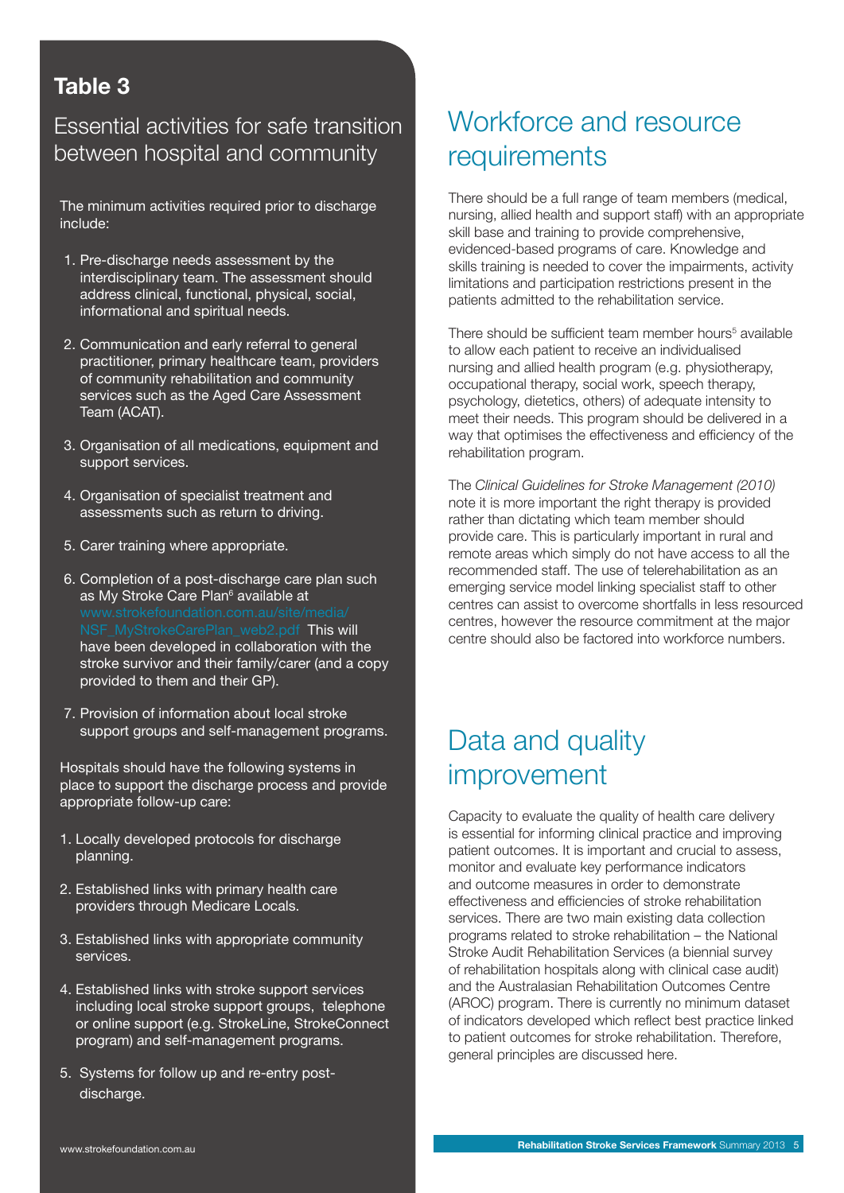## Table 3

### Essential activities for safe transition between hospital and community

The minimum activities required prior to discharge include:

1. Pre-discharge needs assessment by the interdisciplinary team. The assessment should address clinical, functional, physical, social, informational and spiritual needs.
2. Communication and early referral to general practitioner, primary healthcare team, providers of community rehabilitation and community services such as the Aged Care Assessment Team (ACAT).
3. Organisation of all medications, equipment and support services.
4. Organisation of specialist treatment and assessments such as return to driving.
5. Carer training where appropriate.
6. Completion of a post-discharge care plan such as My Stroke Care Plan[6] available at www.strokefoundation.com.au/site/media/NSF_MyStrokeCarePlan_web2.pdf This will have been developed in collaboration with the stroke survivor and their family/carer (and a copy provided to them and their GP).
7. Provision of information about local stroke support groups and self-management programs.

Hospitals should have the following systems in place to support the discharge process and provide appropriate follow-up care:

1. Locally developed protocols for discharge planning.
2. Established links with primary health care providers through Medicare Locals.
3. Established links with appropriate community services.
4. Established links with stroke support services including local stroke support groups, telephone or online support (e.g. StrokeLine, StrokeConnect program) and self-management programs.
5. Systems for follow up and re-entry post-discharge.

# Workforce and resource requirements

There should be a full range of team members (medical, nursing, allied health and support staff) with an appropriate skill base and training to provide comprehensive, evidenced-based programs of care. Knowledge and skills training is needed to cover the impairments, activity limitations and participation restrictions present in the patients admitted to the rehabilitation service.

There should be sufficient team member hours[5] available to allow each patient to receive an individualised nursing and allied health program (e.g. physiotherapy, occupational therapy, social work, speech therapy, psychology, dietetics, others) of adequate intensity to meet their needs. This program should be delivered in a way that optimises the effectiveness and efficiency of the rehabilitation program.

The *Clinical Guidelines for Stroke Management (2010)* note it is more important the right therapy is provided rather than dictating which team member should provide care. This is particularly important in rural and remote areas which simply do not have access to all the recommended staff. The use of telerehabilitation as an emerging service model linking specialist staff to other centres can assist to overcome shortfalls in less resourced centres, however the resource commitment at the major centre should also be factored into workforce numbers.

# Data and quality improvement

Capacity to evaluate the quality of health care delivery is essential for informing clinical practice and improving patient outcomes. It is important and crucial to assess, monitor and evaluate key performance indicators and outcome measures in order to demonstrate effectiveness and efficiencies of stroke rehabilitation services. There are two main existing data collection programs related to stroke rehabilitation – the National Stroke Audit Rehabilitation Services (a biennial survey of rehabilitation hospitals along with clinical case audit) and the Australasian Rehabilitation Outcomes Centre (AROC) program. There is currently no minimum dataset of indicators developed which reflect best practice linked to patient outcomes for stroke rehabilitation. Therefore, general principles are discussed here.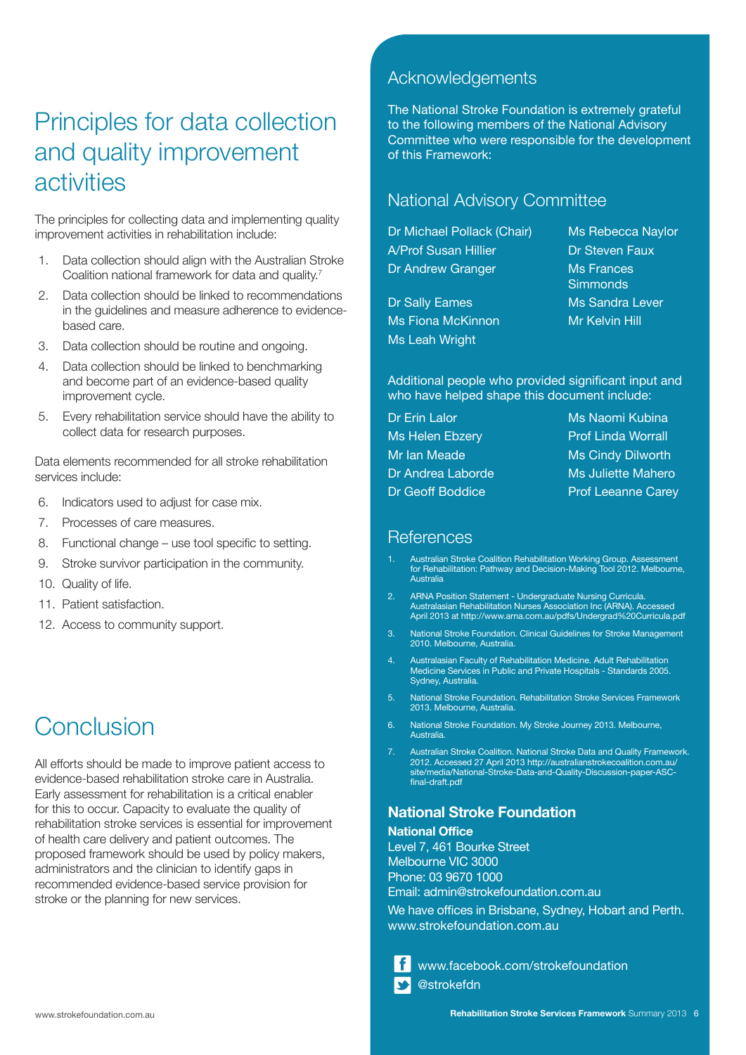# Principles for data collection and quality improvement activities

The principles for collecting data and implementing quality improvement activities in rehabilitation include:

1. Data collection should align with the Australian Stroke Coalition national framework for data and quality.[7]
2. Data collection should be linked to recommendations in the guidelines and measure adherence to evidence-based care.
3. Data collection should be routine and ongoing.
4. Data collection should be linked to benchmarking and become part of an evidence-based quality improvement cycle.
5. Every rehabilitation service should have the ability to collect data for research purposes.

Data elements recommended for all stroke rehabilitation services include:

6. Indicators used to adjust for case mix.
7. Processes of care measures.
8. Functional change – use tool specific to setting.
9. Stroke survivor participation in the community.
10. Quality of life.
11. Patient satisfaction.
12. Access to community support.

# Conclusion

All efforts should be made to improve patient access to evidence-based rehabilitation stroke care in Australia. Early assessment for rehabilitation is a critical enabler for this to occur. Capacity to evaluate the quality of rehabilitation stroke services is essential for improvement of health care delivery and patient outcomes. The proposed framework should be used by policy makers, administrators and the clinician to identify gaps in recommended evidence-based service provision for stroke or the planning for new services.

## Acknowledgements

The National Stroke Foundation is extremely grateful to the following members of the National Advisory Committee who were responsible for the development of this Framework:

## National Advisory Committee

- Dr Michael Pollack (Chair)
- A/Prof Susan Hillier
- Dr Andrew Granger
- Dr Sally Eames
- Ms Fiona McKinnon
- Ms Leah Wright
- Ms Rebecca Naylor
- Dr Steven Faux
- Ms Frances Simmonds
- Ms Sandra Lever
- Mr Kelvin Hill

Additional people who provided significant input and who have helped shape this document include:

- Dr Erin Lalor
- Ms Helen Ebzery
- Mr Ian Meade
- Dr Andrea Laborde
- Dr Geoff Boddice
- Ms Naomi Kubina
- Prof Linda Worrall
- Ms Cindy Dilworth
- Ms Juliette Mahero
- Prof Leeanne Carey

## References

1. Australian Stroke Coalition Rehabilitation Working Group. Assessment for Rehabilitation: Pathway and Decision-Making Tool 2012. Melbourne, Australia
2. ARNA Position Statement - Undergraduate Nursing Curricula. Australasian Rehabilitation Nurses Association Inc (ARNA). Accessed April 2013 at http://www.arna.com.au/pdfs/Undergrad%20Curricula.pdf
3. National Stroke Foundation. Clinical Guidelines for Stroke Management 2010. Melbourne, Australia.
4. Australasian Faculty of Rehabilitation Medicine. Adult Rehabilitation Medicine Services in Public and Private Hospitals - Standards 2005. Sydney, Australia.
5. National Stroke Foundation. Rehabilitation Stroke Services Framework 2013. Melbourne, Australia.
6. National Stroke Foundation. My Stroke Journey 2013. Melbourne, Australia.
7. Australian Stroke Coalition. National Stroke Data and Quality Framework. 2012. Accessed 27 April 2013 http://australianstrokecoalition.com.au/site/media/National-Stroke-Data-and-Quality-Discussion-paper-ASC-final-draft.pdf

## National Stroke Foundation

**National Office**
Level 7, 461 Bourke Street
Melbourne VIC 3000
Phone: 03 9670 1000
Email: admin@strokefoundation.com.au

We have offices in Brisbane, Sydney, Hobart and Perth.
www.strokefoundation.com.au

www.facebook.com/strokefoundation
@strokefdn